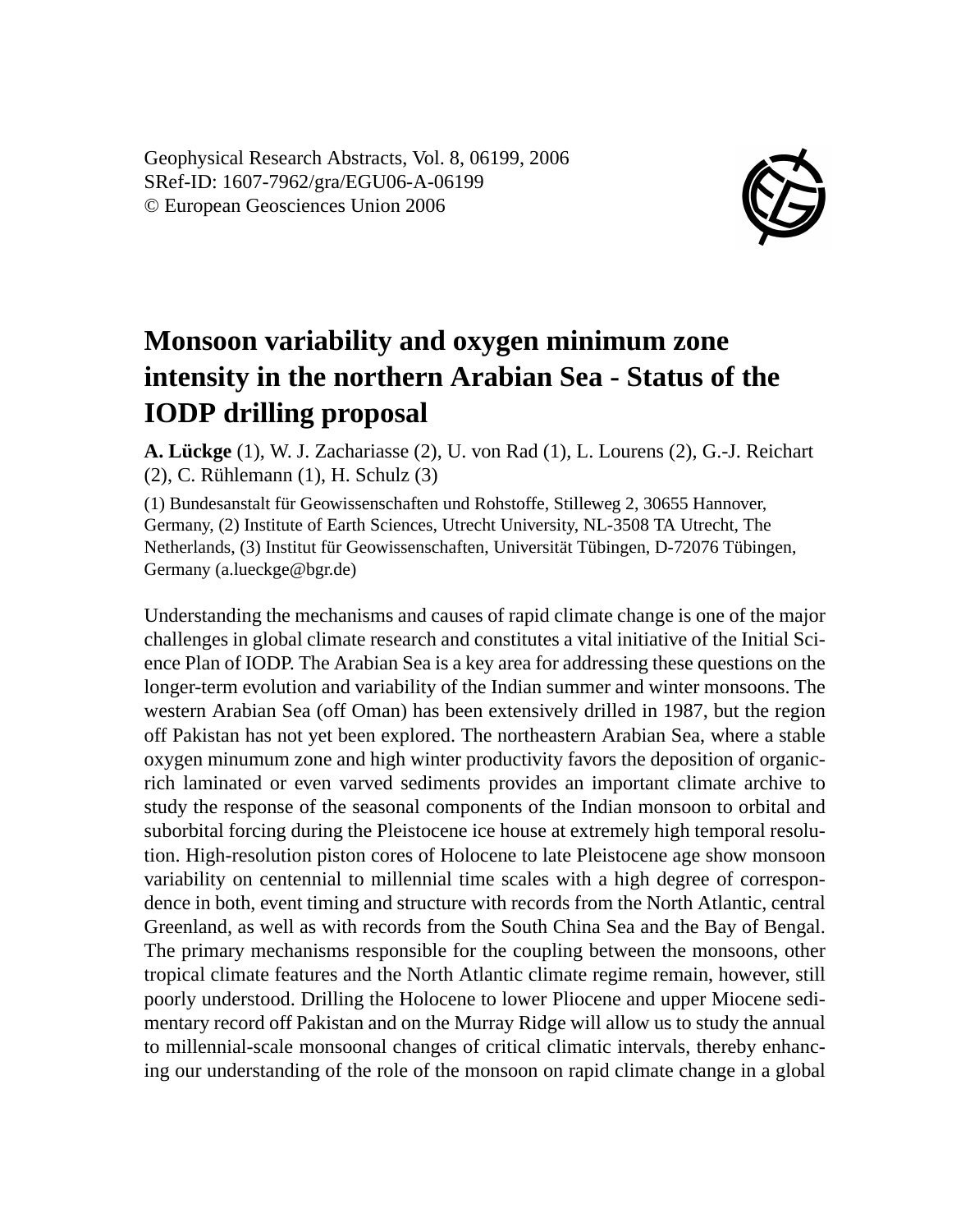Geophysical Research Abstracts, Vol. 8, 06199, 2006
SRef-ID: 1607-7962/gra/EGU06-A-06199
© European Geosciences Union 2006

# Monsoon variability and oxygen minimum zone intensity in the northern Arabian Sea - Status of the IODP drilling proposal

**A. Lückge** (1), W. J. Zachariasse (2), U. von Rad (1), L. Lourens (2), G.-J. Reichart (2), C. Rühlemann (1), H. Schulz (3)

(1) Bundesanstalt für Geowissenschaften und Rohstoffe, Stilleweg 2, 30655 Hannover, Germany, (2) Institute of Earth Sciences, Utrecht University, NL-3508 TA Utrecht, The Netherlands, (3) Institut für Geowissenschaften, Universität Tübingen, D-72076 Tübingen, Germany (a.lueckge@bgr.de)

Understanding the mechanisms and causes of rapid climate change is one of the major challenges in global climate research and constitutes a vital initiative of the Initial Science Plan of IODP. The Arabian Sea is a key area for addressing these questions on the longer-term evolution and variability of the Indian summer and winter monsoons. The western Arabian Sea (off Oman) has been extensively drilled in 1987, but the region off Pakistan has not yet been explored. The northeastern Arabian Sea, where a stable oxygen minumum zone and high winter productivity favors the deposition of organic-rich laminated or even varved sediments provides an important climate archive to study the response of the seasonal components of the Indian monsoon to orbital and suborbital forcing during the Pleistocene ice house at extremely high temporal resolution. High-resolution piston cores of Holocene to late Pleistocene age show monsoon variability on centennial to millennial time scales with a high degree of correspondence in both, event timing and structure with records from the North Atlantic, central Greenland, as well as with records from the South China Sea and the Bay of Bengal. The primary mechanisms responsible for the coupling between the monsoons, other tropical climate features and the North Atlantic climate regime remain, however, still poorly understood. Drilling the Holocene to lower Pliocene and upper Miocene sedimentary record off Pakistan and on the Murray Ridge will allow us to study the annual to millennial-scale monsoonal changes of critical climatic intervals, thereby enhancing our understanding of the role of the monsoon on rapid climate change in a global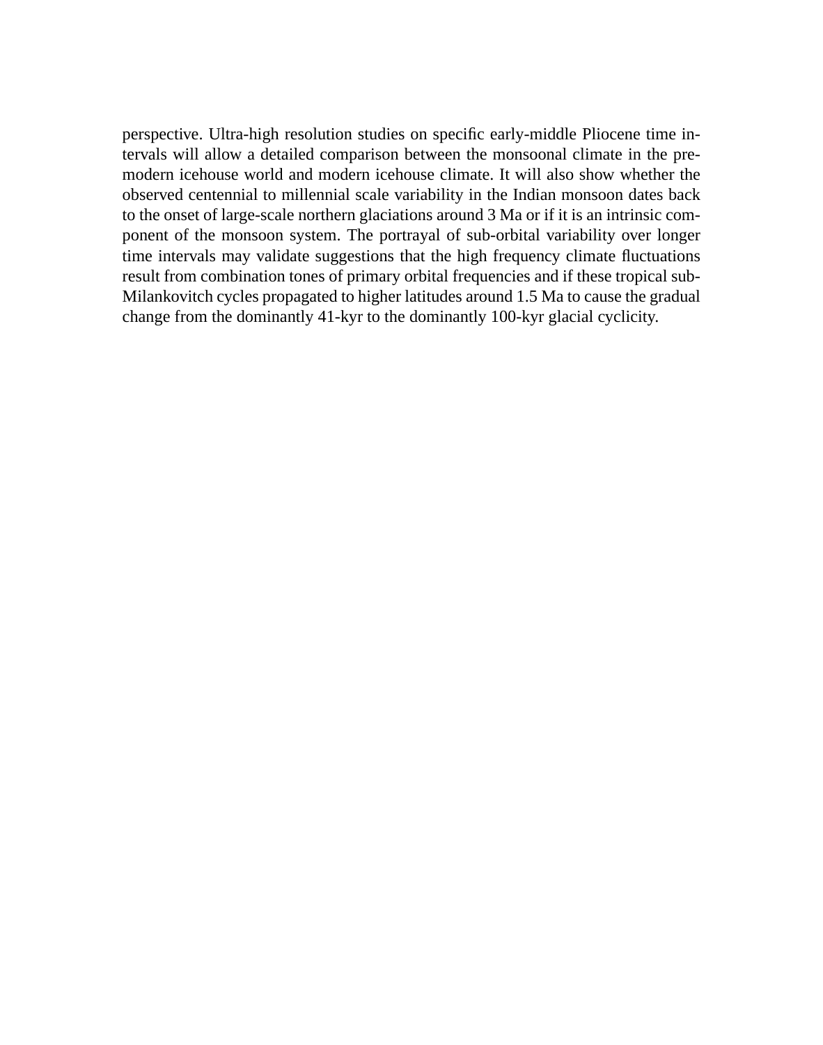perspective. Ultra-high resolution studies on specific early-middle Pliocene time intervals will allow a detailed comparison between the monsoonal climate in the pre-modern icehouse world and modern icehouse climate. It will also show whether the observed centennial to millennial scale variability in the Indian monsoon dates back to the onset of large-scale northern glaciations around 3 Ma or if it is an intrinsic component of the monsoon system. The portrayal of sub-orbital variability over longer time intervals may validate suggestions that the high frequency climate fluctuations result from combination tones of primary orbital frequencies and if these tropical sub-Milankovitch cycles propagated to higher latitudes around 1.5 Ma to cause the gradual change from the dominantly 41-kyr to the dominantly 100-kyr glacial cyclicity.